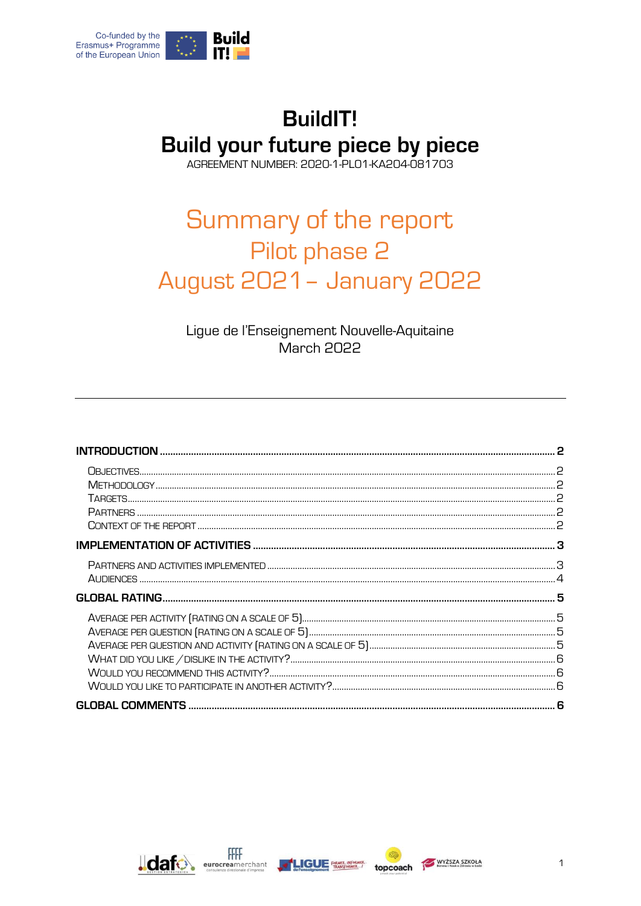Co-funded by the Erasmus+ Programme of the European Union

# BuildIT!
# Build your future piece by piece

AGREEMENT NUMBER: 2020-1-PL01-KA204-081703

## Summary of the report
## Pilot phase 2
## August 2021 – January 2022

Ligue de l'Enseignement Nouvelle-Aquitaine
March 2022

---

**INTRODUCTION** ..... **2**

- OBJECTIVES ..... 2
- METHODOLOGY ..... 2
- TARGETS ..... 2
- PARTNERS ..... 2
- CONTEXT OF THE REPORT ..... 2

**IMPLEMENTATION OF ACTIVITIES** ..... **3**

- PARTNERS AND ACTIVITIES IMPLEMENTED ..... 3
- AUDIENCES ..... 4

**GLOBAL RATING** ..... **5**

- AVERAGE PER ACTIVITY (RATING ON A SCALE OF 5) ..... 5
- AVERAGE PER QUESTION (RATING ON A SCALE OF 5) ..... 5
- AVERAGE PER QUESTION AND ACTIVITY (RATING ON A SCALE OF 5) ..... 5
- WHAT DID YOU LIKE / DISLIKE IN THE ACTIVITY? ..... 6
- WOULD YOU RECOMMEND THIS ACTIVITY? ..... 6
- WOULD YOU LIKE TO PARTICIPATE IN ANOTHER ACTIVITY? ..... 6

**GLOBAL COMMENTS** ..... **6**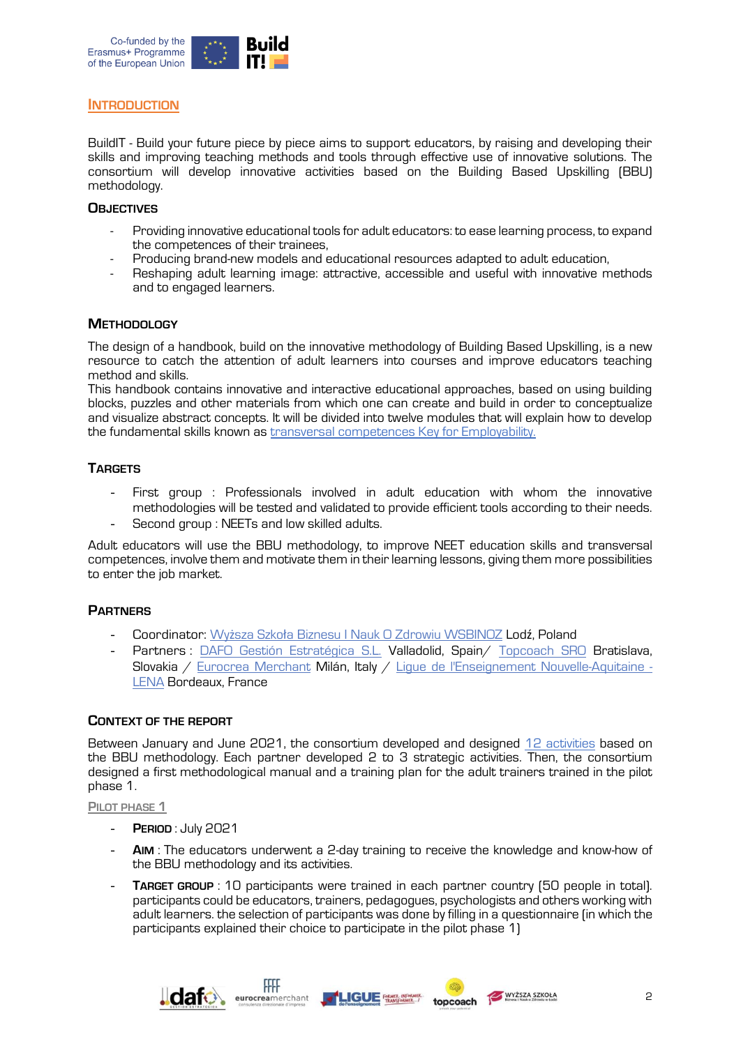## Introduction

BuildIT - Build your future piece by piece aims to support educators, by raising and developing their skills and improving teaching methods and tools through effective use of innovative solutions. The consortium will develop innovative activities based on the Building Based Upskilling (BBU) methodology.

### Objectives

- Providing innovative educational tools for adult educators: to ease learning process, to expand the competences of their trainees,
- Producing brand-new models and educational resources adapted to adult education,
- Reshaping adult learning image: attractive, accessible and useful with innovative methods and to engaged learners.

### Methodology

The design of a handbook, build on the innovative methodology of Building Based Upskilling, is a new resource to catch the attention of adult learners into courses and improve educators teaching method and skills.
This handbook contains innovative and interactive educational approaches, based on using building blocks, puzzles and other materials from which one can create and build in order to conceptualize and visualize abstract concepts. It will be divided into twelve modules that will explain how to develop the fundamental skills known as transversal competences Key for Employability.

### Targets

- First group : Professionals involved in adult education with whom the innovative methodologies will be tested and validated to provide efficient tools according to their needs.
- Second group : NEETs and low skilled adults.

Adult educators will use the BBU methodology, to improve NEET education skills and transversal competences, involve them and motivate them in their learning lessons, giving them more possibilities to enter the job market.

### Partners

- Coordinator: Wyższa Szkoła Biznesu I Nauk O Zdrowiu WSBINOZ Lodź, Poland
- Partners : DAFO Gestión Estratégica S.L. Valladolid, Spain/ Topcoach SRO Bratislava, Slovakia / Eurocrea Merchant Milán, Italy / Ligue de l'Enseignement Nouvelle-Aquitaine - LENA Bordeaux, France

### Context of the report

Between January and June 2021, the consortium developed and designed 12 activities based on the BBU methodology. Each partner developed 2 to 3 strategic activities. Then, the consortium designed a first methodological manual and a training plan for the adult trainers trained in the pilot phase 1.

#### Pilot phase 1

- **Period** : July 2021
- **Aim** : The educators underwent a 2-day training to receive the knowledge and know-how of the BBU methodology and its activities.
- **Target group** : 10 participants were trained in each partner country (50 people in total). participants could be educators, trainers, pedagogues, psychologists and others working with adult learners. the selection of participants was done by filling in a questionnaire (in which the participants explained their choice to participate in the pilot phase 1)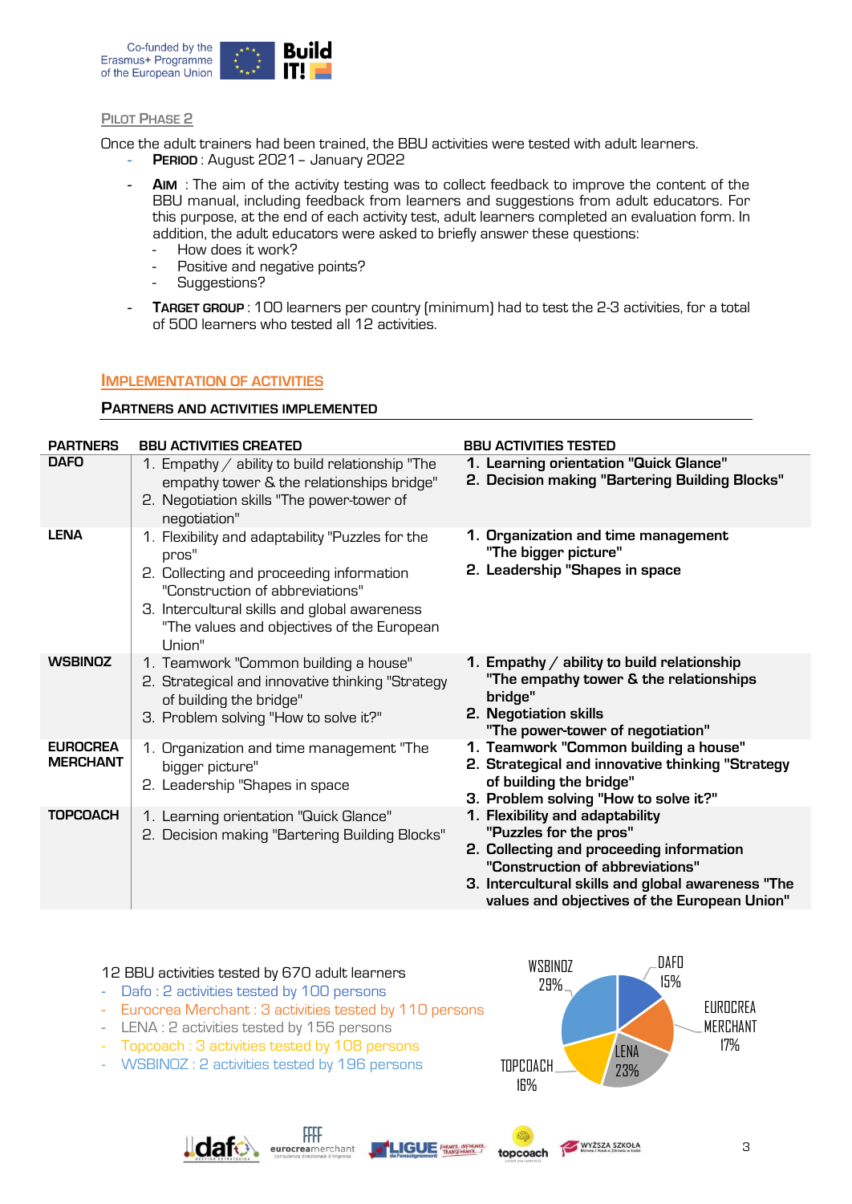## Pilot Phase 2

Once the adult trainers had been trained, the BBU activities were tested with adult learners.

- **Period** : August 2021 – January 2022
- **Aim** : The aim of the activity testing was to collect feedback to improve the content of the BBU manual, including feedback from learners and suggestions from adult educators. For this purpose, at the end of each activity test, adult learners completed an evaluation form. In addition, the adult educators were asked to briefly answer these questions:
  - How does it work?
  - Positive and negative points?
  - Suggestions?
- **Target group** : 100 learners per country (minimum) had to test the 2-3 activities, for a total of 500 learners who tested all 12 activities.

## Implementation of Activities

### Partners and Activities Implemented

| PARTNERS | BBU ACTIVITIES CREATED | BBU ACTIVITIES TESTED |
|---|---|---|
| **DAFO** | 1. Empathy / ability to build relationship "The empathy tower & the relationships bridge"<br>2. Negotiation skills "The power-tower of negotiation" | **1. Learning orientation "Quick Glance"**<br>**2. Decision making "Bartering Building Blocks"** |
| **LENA** | 1. Flexibility and adaptability "Puzzles for the pros"<br>2. Collecting and proceeding information "Construction of abbreviations"<br>3. Intercultural skills and global awareness "The values and objectives of the European Union" | **1. Organization and time management "The bigger picture"**<br>**2. Leadership "Shapes in space** |
| **WSBINOZ** | 1. Teamwork "Common building a house"<br>2. Strategical and innovative thinking "Strategy of building the bridge"<br>3. Problem solving "How to solve it?" | **1. Empathy / ability to build relationship "The empathy tower & the relationships bridge"**<br>**2. Negotiation skills "The power-tower of negotiation"** |
| **EUROCREA MERCHANT** | 1. Organization and time management "The bigger picture"<br>2. Leadership "Shapes in space | **1. Teamwork "Common building a house"**<br>**2. Strategical and innovative thinking "Strategy of building the bridge"**<br>**3. Problem solving "How to solve it?"** |
| **TOPCOACH** | 1. Learning orientation "Quick Glance"<br>2. Decision making "Bartering Building Blocks" | **1. Flexibility and adaptability "Puzzles for the pros"**<br>**2. Collecting and proceeding information "Construction of abbreviations"**<br>**3. Intercultural skills and global awareness "The values and objectives of the European Union"** |

12 BBU activities tested by 670 adult learners

- Dafo : 2 activities tested by 100 persons
- Eurocrea Merchant : 3 activities tested by 110 persons
- LENA : 2 activities tested by 156 persons
- Topcoach : 3 activities tested by 108 persons
- WSBINOZ : 2 activities tested by 196 persons

DAFO 15%, EUROCREA MERCHANT 17%, LENA 23%, TOPCOACH 16%, WSBINOZ 29%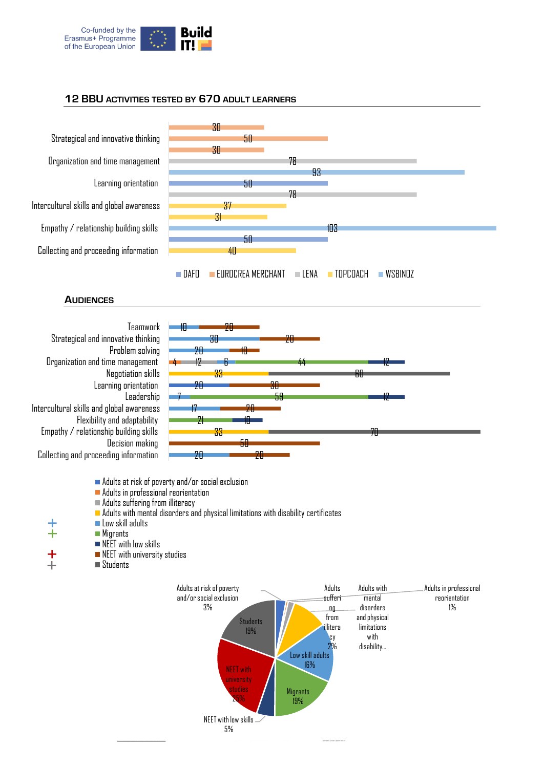## 12 BBU ACTIVITIES TESTED BY 670 ADULT LEARNERS

| Activity | Organisation | Learners |
|---|---|---|
| Strategical and innovative thinking | EUROCREA MERCHANT | 30 |
| | EUROCREA MERCHANT | 50 |
| | EUROCREA MERCHANT | 30 |
| Organization and time management | LENA | 78 |
| | WSBINOZ | 93 |
| Learning orientation | DAFO | 50 |
| | LENA | 78 |
| Intercultural skills and global awareness | TOPCOACH | 37 |
| | TOPCOACH | 31 |
| Empathy / relationship building skills | WSBINOZ | 103 |
| | DAFO | 50 |
| Collecting and proceeding information | TOPCOACH | 40 |

DAFO | EUROCREA MERCHANT | LENA | TOPCOACH | WSBINOZ

## AUDIENCES

| Activity | Audiences |
|---|---|
| Teamwork | 10, 20 |
| Strategical and innovative thinking | 30, 20 |
| Problem solving | 20, 10 |
| Organization and time management | 4, 12, 6, 44, 12 |
| Negotiation skills | 33, 60 |
| Learning orientation | 20, 30 |
| Leadership | 7, 59, 12 |
| Intercultural skills and global awareness | 17, 20 |
| Flexibility and adaptability | 21, 10 |
| Empathy / relationship building skills | 33, 70 |
| Decision making | 50 |
| Collecting and proceeding information | 20, 20 |

- Adults at risk of poverty and/or social exclusion
- Adults in professional reorientation
- Adults suffering from illiteracy
- Adults with mental disorders and physical limitations with disability certificates
- Low skill adults
- Migrants
- NEET with low skills
- NEET with university studies
- Students

| Audience | Share |
|---|---|
| Adults at risk of poverty and/or social exclusion | 3% |
| Adults in professional reorientation | 1% |
| Adults suffering from illiteracy | 2% |
| Adults with mental disorders and physical limitations with disability... | |
| Low skill adults | 16% |
| Migrants | 19% |
| NEET with low skills | 5% |
| NEET with university studies | 25% |
| Students | 19% |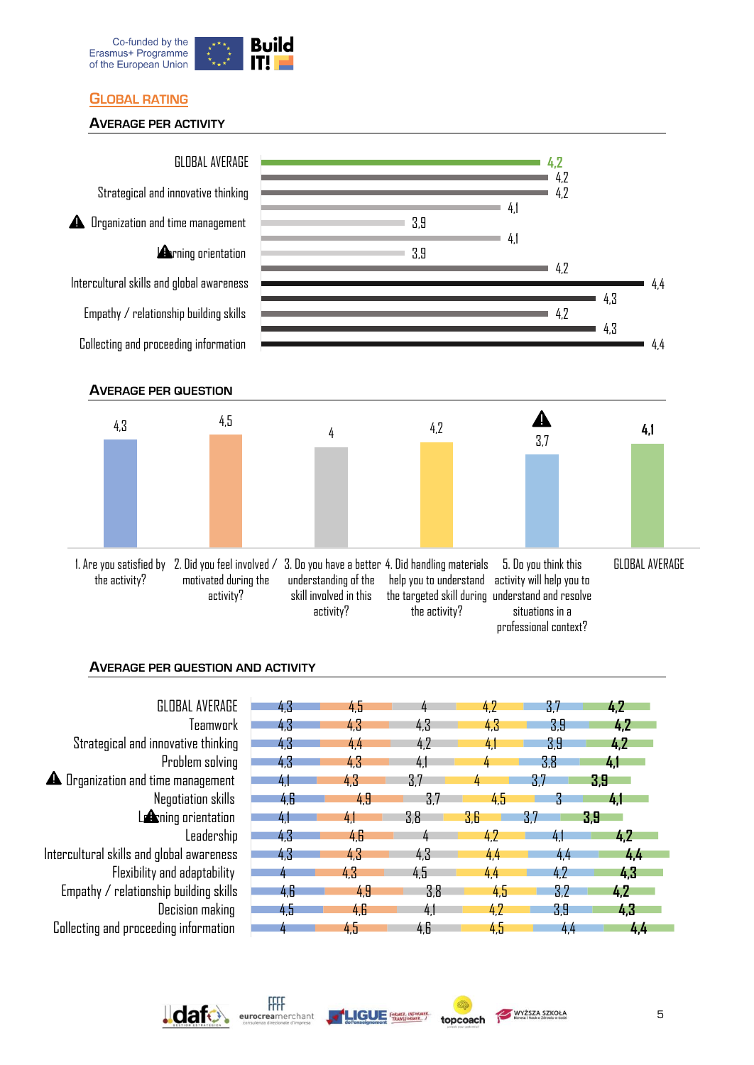## Global Rating

### Average per activity

| Activity | Average |
|---|---|
| GLOBAL AVERAGE | 4,2 |
| Teamwork | 4,2 |
| Strategical and innovative thinking | 4,2 |
| Problem solving | 4,1 |
| ⚠ Organization and time management | 3,9 |
| Negotiation skills | 4,1 |
| ⚠ Learning orientation | 3,9 |
| Leadership | 4,2 |
| Intercultural skills and global awareness | 4,4 |
| Flexibility and adaptability | 4,3 |
| Empathy / relationship building skills | 4,2 |
| Decision making | 4,3 |
| Collecting and proceeding information | 4,4 |

### Average per question

| Question | Average |
|---|---|
| 1. Are you satisfied by the activity? | 4,3 |
| 2. Did you feel involved / motivated during the activity? | 4,5 |
| 3. Do you have a better understanding of the skill involved in this activity? | 4 |
| 4. Did handling materials help you to understand the targeted skill during the activity? | 4,2 |
| ⚠ 5. Do you think this activity will help you to understand and resolve situations in a professional context? | 3,7 |
| GLOBAL AVERAGE | 4,1 |

### Average per question and activity

| Activity | Q1 | Q2 | Q3 | Q4 | Q5 | Global average |
|---|---|---|---|---|---|---|
| GLOBAL AVERAGE | 4,3 | 4,5 | 4 | 4,2 | 3,7 | **4,2** |
| Teamwork | 4,3 | 4,3 | 4,3 | 4,3 | 3,9 | **4,2** |
| Strategical and innovative thinking | 4,3 | 4,4 | 4,2 | 4,1 | 3,9 | **4,2** |
| Problem solving | 4,3 | 4,3 | 4,1 | 4 | 3,8 | **4,1** |
| ⚠ Organization and time management | 4,1 | 4,3 | 3,7 | 4 | 3,7 | **3,9** |
| Negotiation skills | 4,6 | 4,9 | 3,7 | 4,5 | 3 | **4,1** |
| ⚠ Learning orientation | 4,1 | 4,1 | 3,8 | 3,6 | 3,7 | **3,9** |
| Leadership | 4,3 | 4,6 | 4 | 4,2 | 4,1 | **4,2** |
| Intercultural skills and global awareness | 4,3 | 4,3 | 4,3 | 4,4 | 4,4 | **4,4** |
| Flexibility and adaptability | 4 | 4,3 | 4,5 | 4,4 | 4,2 | **4,3** |
| Empathy / relationship building skills | 4,6 | 4,9 | 3,8 | 4,5 | 3,2 | **4,2** |
| Decision making | 4,5 | 4,6 | 4,1 | 4,2 | 3,9 | **4,3** |
| Collecting and proceeding information | 4 | 4,5 | 4,6 | 4,5 | 4,4 | **4,4** |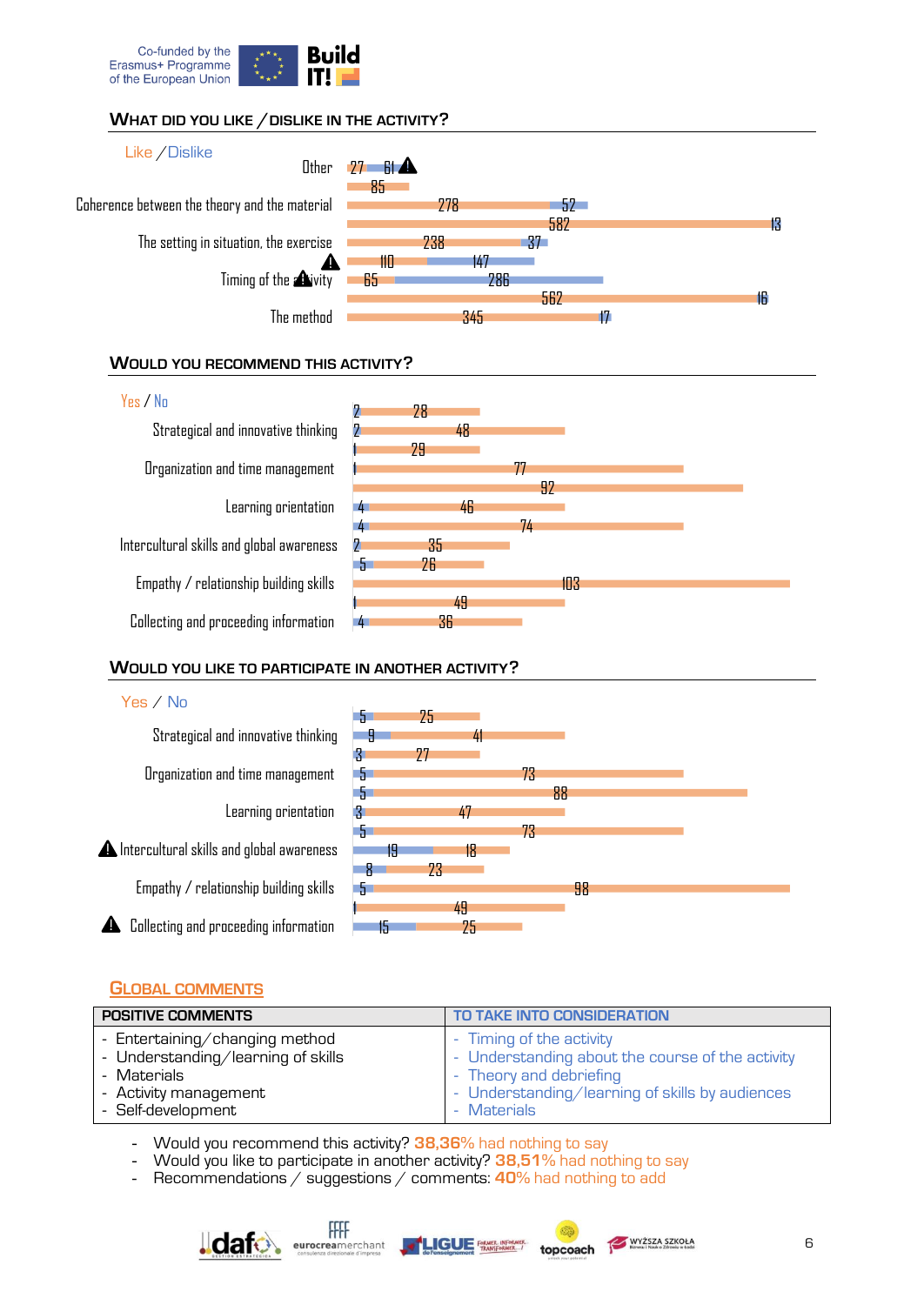## What did you like / dislike in the activity?

Like / Dislike

| | Like | Dislike |
|---|---|---|
| Other | 27 | 61 ⚠ |
| | 85 | |
| Coherence between the theory and the material | 278 | 52 |
| | 582 | 13 |
| The setting in situation, the exercise | 238 | 37 |
| ⚠ | 110 | 147 |
| Timing of the activity ⚠ | 65 | 286 |
| | 562 | 16 |
| The method | 345 | 17 |

## Would you recommend this activity?

Yes / No

| | No | Yes |
|---|---|---|
| Strategical and innovative thinking | 2 | 28 |
| | 2 | 48 |
| | 1 | 29 |
| Organization and time management | 1 | 77 |
| | | 92 |
| Learning orientation | 4 | 46 |
| | 4 | 74 |
| Intercultural skills and global awareness | 2 | 35 |
| | 5 | 26 |
| Empathy / relationship building skills | | 103 |
| | 1 | 49 |
| Collecting and proceeding information | 4 | 36 |

## Would you like to participate in another activity?

Yes / No

| | No | Yes |
|---|---|---|
| Strategical and innovative thinking | 5 | 25 |
| | 9 | 41 |
| | 3 | 27 |
| Organization and time management | 5 | 73 |
| | 5 | 88 |
| Learning orientation | 3 | 47 |
| | 5 | 73 |
| ⚠ Intercultural skills and global awareness | 19 | 18 |
| | 8 | 23 |
| Empathy / relationship building skills | 5 | 98 |
| | 1 | 49 |
| ⚠ Collecting and proceeding information | 15 | 25 |

## Global comments

| POSITIVE COMMENTS | TO TAKE INTO CONSIDERATION |
|---|---|
| - Entertaining/changing method<br>- Understanding/learning of skills<br>- Materials<br>- Activity management<br>- Self-development | - Timing of the activity<br>- Understanding about the course of the activity<br>- Theory and debriefing<br>- Understanding/learning of skills by audiences<br>- Materials |

- Would you recommend this activity? **38,36%** had nothing to say
- Would you like to participate in another activity? **38,51%** had nothing to say
- Recommendations / suggestions / comments: **40%** had nothing to add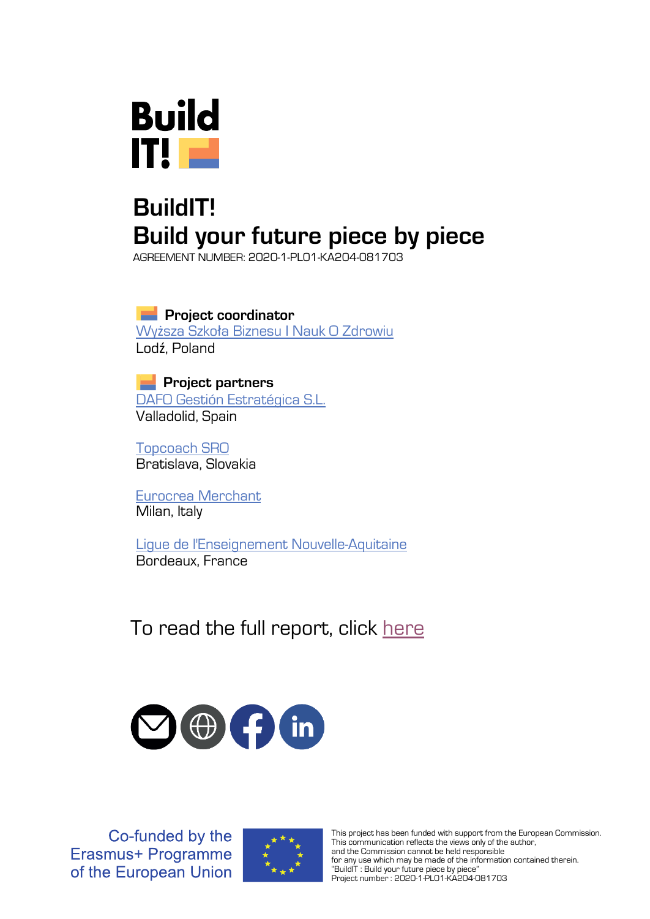Build IT!

# BuildIT!
# Build your future piece by piece

AGREEMENT NUMBER: 2020-1-PL01-KA204-081703

**Project coordinator**

Wyższa Szkoła Biznesu I Nauk O Zdrowiu
Lodź, Poland

**Project partners**

DAFO Gestión Estratégica S.L.
Valladolid, Spain

Topcoach SRO
Bratislava, Slovakia

Eurocrea Merchant
Milan, Italy

Ligue de l'Enseignement Nouvelle-Aquitaine
Bordeaux, France

To read the full report, click here

Co-funded by the Erasmus+ Programme of the European Union

This project has been funded with support from the European Commission.
This communication reflects the views only of the author,
and the Commission cannot be held responsible
for any use which may be made of the information contained therein.
"BuildIT : Build your future piece by piece"
Project number : 2020-1-PL01-KA204-081703